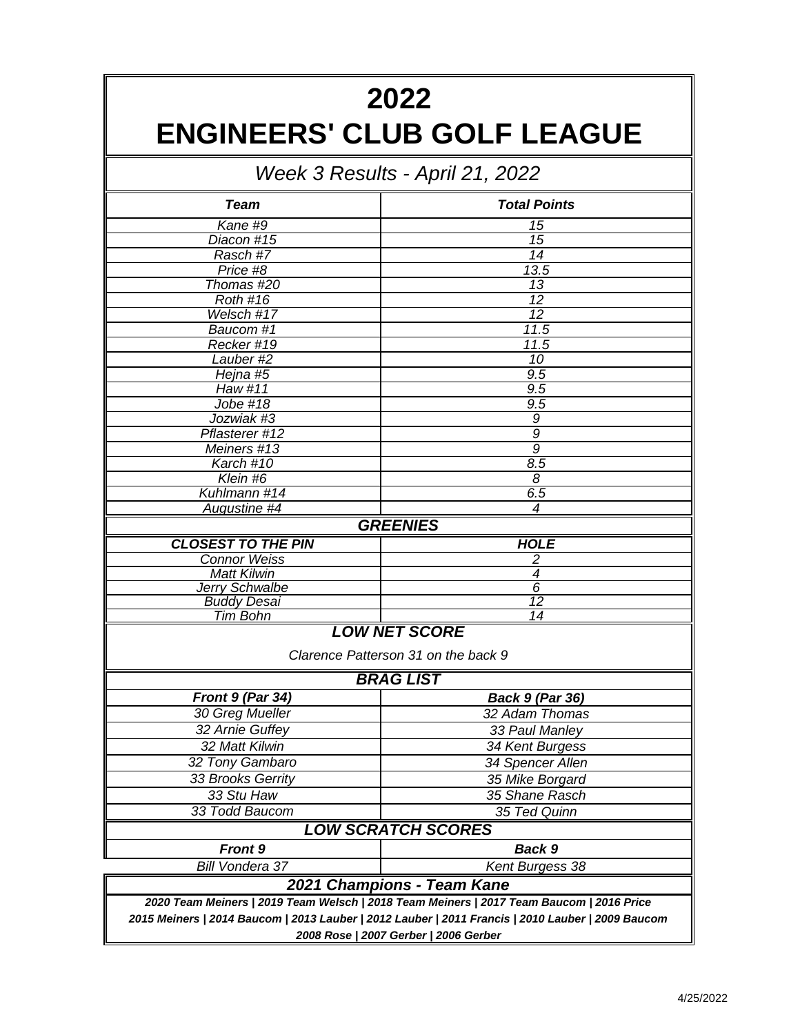# 2022
# ENGINEERS' CLUB GOLF LEAGUE

## *Week 3 Results - April 21, 2022*

| *Team* | *Total Points* |
|---|---|
| *Kane #9* | *15* |
| *Diacon #15* | *15* |
| *Rasch #7* | *14* |
| *Price #8* | *13.5* |
| *Thomas #20* | *13* |
| *Roth #16* | *12* |
| *Welsch #17* | *12* |
| *Baucom #1* | *11.5* |
| *Recker #19* | *11.5* |
| *Lauber #2* | *10* |
| *Hejna #5* | *9.5* |
| *Haw #11* | *9.5* |
| *Jobe #18* | *9.5* |
| *Jozwiak #3* | *9* |
| *Pflasterer #12* | *9* |
| *Meiners #13* | *9* |
| *Karch #10* | *8.5* |
| *Klein #6* | *8* |
| *Kuhlmann #14* | *6.5* |
| *Augustine #4* | *4* |

### *GREENIES*

| *CLOSEST TO THE PIN* | *HOLE* |
|---|---|
| *Connor Weiss* | *2* |
| *Matt Kilwin* | *4* |
| *Jerry Schwalbe* | *6* |
| *Buddy Desai* | *12* |
| *Tim Bohn* | *14* |

### *LOW NET SCORE*

*Clarence Patterson 31 on the back 9*

### *BRAG LIST*

| *Front 9 (Par 34)* | *Back 9 (Par 36)* |
|---|---|
| *30 Greg Mueller* | *32 Adam Thomas* |
| *32 Arnie Guffey* | *33 Paul Manley* |
| *32 Matt Kilwin* | *34 Kent Burgess* |
| *32 Tony Gambaro* | *34 Spencer Allen* |
| *33 Brooks Gerrity* | *35 Mike Borgard* |
| *33 Stu Haw* | *35 Shane Rasch* |
| *33 Todd Baucom* | *35 Ted Quinn* |

### *LOW SCRATCH SCORES*

| *Front 9* | *Back 9* |
|---|---|
| *Bill Vondera 37* | *Kent Burgess 38* |

### *2021 Champions - Team Kane*

***2020 Team Meiners | 2019 Team Welsch | 2018 Team Meiners | 2017 Team Baucom | 2016 Price***
***2015 Meiners | 2014 Baucom | 2013 Lauber | 2012 Lauber | 2011 Francis | 2010 Lauber | 2009 Baucom***
***2008 Rose | 2007 Gerber | 2006 Gerber***

4/25/2022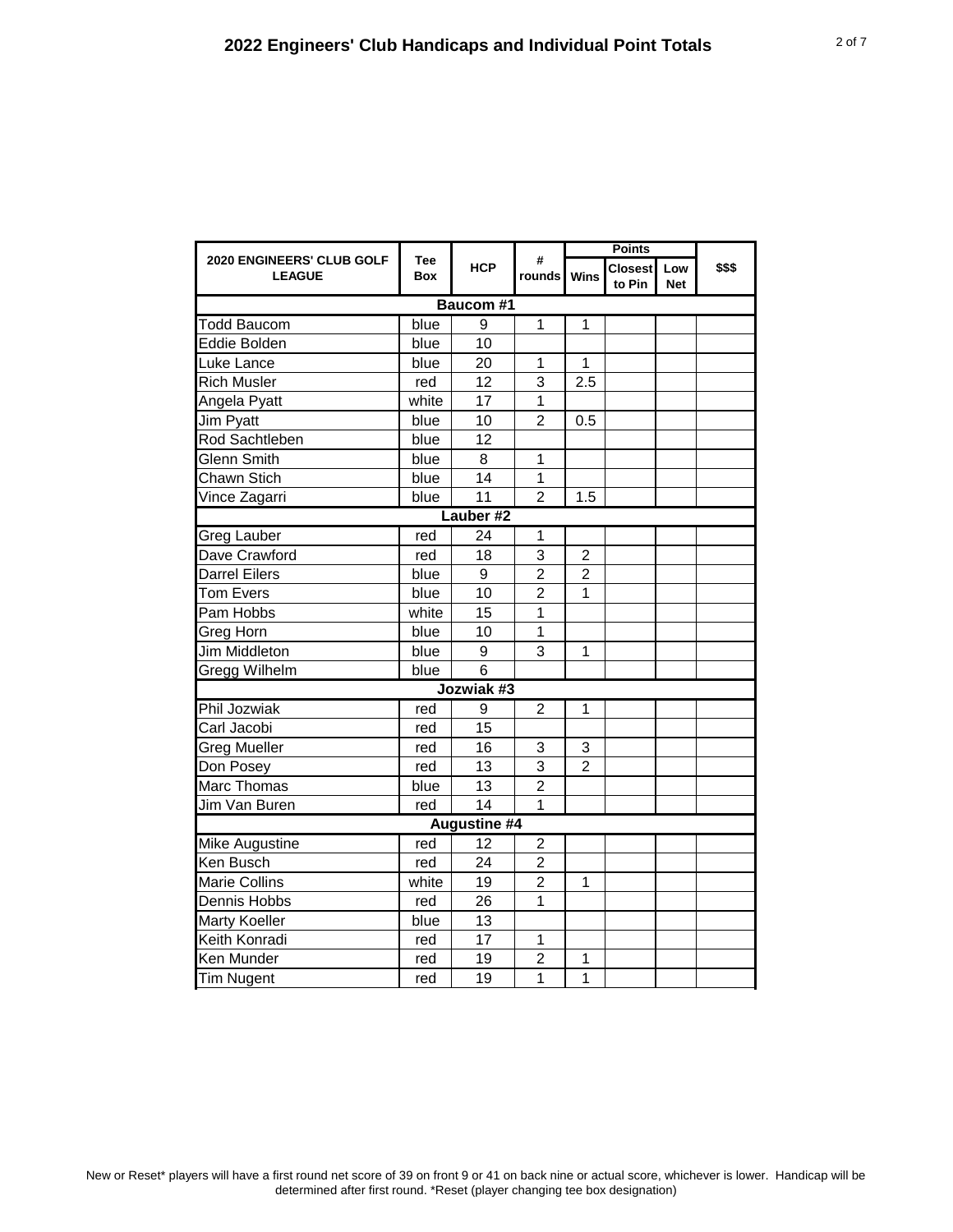# 2022 Engineers' Club Handicaps and Individual Point Totals

| 2020 ENGINEERS' CLUB GOLF LEAGUE | Tee Box | HCP | # rounds | Points | | | $$$ |
|---|---|---|---|---|---|---|---|
| | | | | Wins | Closest to Pin | Low Net | |
| **Baucom #1** | | | | | | | |
| Todd Baucom | blue | 9 | 1 | 1 | | | |
| Eddie Bolden | blue | 10 | | | | | |
| Luke Lance | blue | 20 | 1 | 1 | | | |
| Rich Musler | red | 12 | 3 | 2.5 | | | |
| Angela Pyatt | white | 17 | 1 | | | | |
| Jim Pyatt | blue | 10 | 2 | 0.5 | | | |
| Rod Sachtleben | blue | 12 | | | | | |
| Glenn Smith | blue | 8 | 1 | | | | |
| Chawn Stich | blue | 14 | 1 | | | | |
| Vince Zagarri | blue | 11 | 2 | 1.5 | | | |
| **Lauber #2** | | | | | | | |
| Greg Lauber | red | 24 | 1 | | | | |
| Dave Crawford | red | 18 | 3 | 2 | | | |
| Darrel Eilers | blue | 9 | 2 | 2 | | | |
| Tom Evers | blue | 10 | 2 | 1 | | | |
| Pam Hobbs | white | 15 | 1 | | | | |
| Greg Horn | blue | 10 | 1 | | | | |
| Jim Middleton | blue | 9 | 3 | 1 | | | |
| Gregg Wilhelm | blue | 6 | | | | | |
| **Jozwiak #3** | | | | | | | |
| Phil Jozwiak | red | 9 | 2 | 1 | | | |
| Carl Jacobi | red | 15 | | | | | |
| Greg Mueller | red | 16 | 3 | 3 | | | |
| Don Posey | red | 13 | 3 | 2 | | | |
| Marc Thomas | blue | 13 | 2 | | | | |
| Jim Van Buren | red | 14 | 1 | | | | |
| **Augustine #4** | | | | | | | |
| Mike Augustine | red | 12 | 2 | | | | |
| Ken Busch | red | 24 | 2 | | | | |
| Marie Collins | white | 19 | 2 | 1 | | | |
| Dennis Hobbs | red | 26 | 1 | | | | |
| Marty Koeller | blue | 13 | | | | | |
| Keith Konradi | red | 17 | 1 | | | | |
| Ken Munder | red | 19 | 2 | 1 | | | |
| Tim Nugent | red | 19 | 1 | 1 | | | |

New or Reset* players will have a first round net score of 39 on front 9 or 41 on back nine or actual score, whichever is lower. Handicap will be determined after first round. *Reset (player changing tee box designation)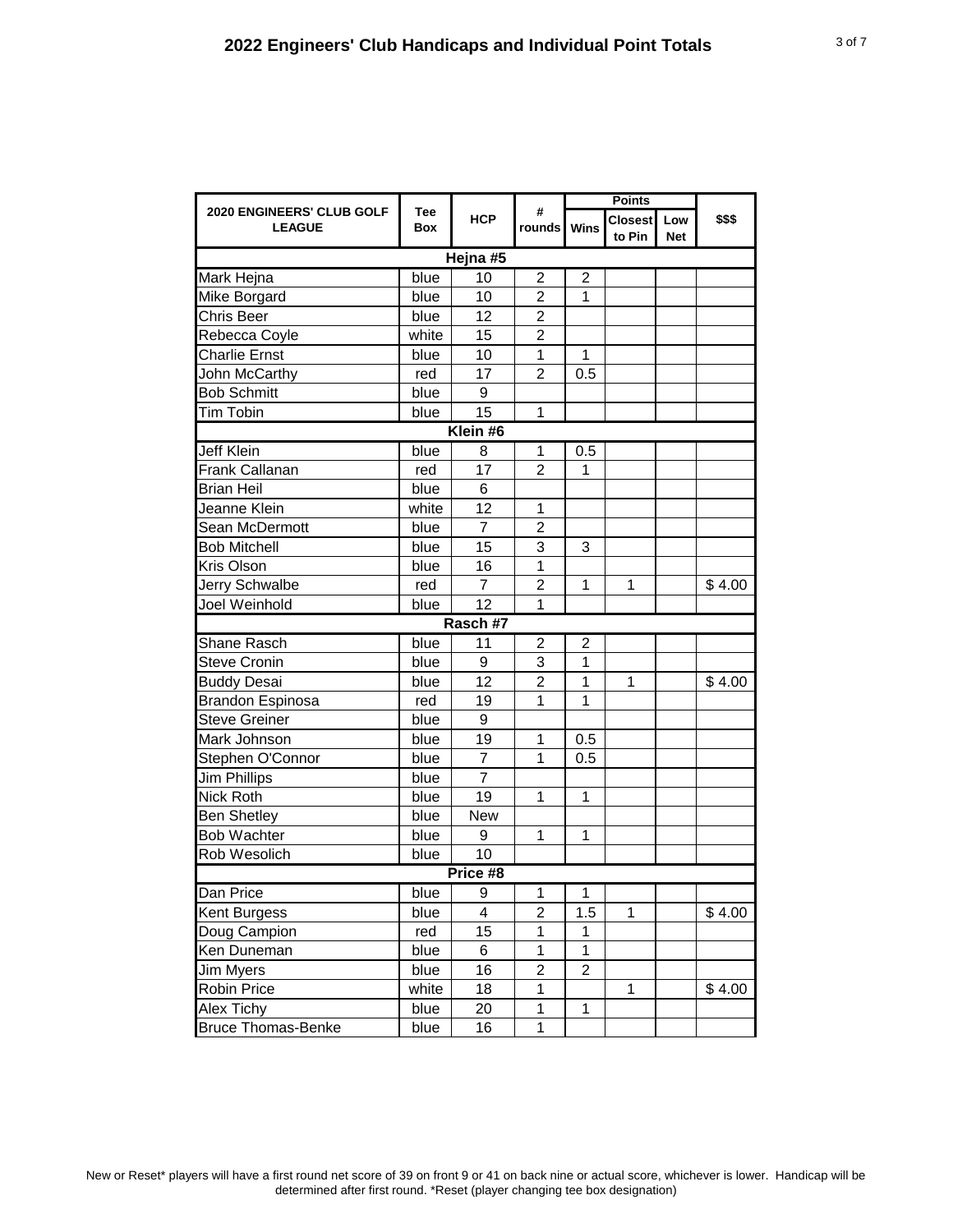## 2022 Engineers' Club Handicaps and Individual Point Totals

| 2020 ENGINEERS' CLUB GOLF LEAGUE | Tee Box | HCP | # rounds | Points | | | $$$ |
|---|---|---|---|---|---|---|---|
| | | | | Wins | Closest to Pin | Low Net | |
| **Hejna #5** | | | | | | | |
| Mark Hejna | blue | 10 | 2 | 2 | | | |
| Mike Borgard | blue | 10 | 2 | 1 | | | |
| Chris Beer | blue | 12 | 2 | | | | |
| Rebecca Coyle | white | 15 | 2 | | | | |
| Charlie Ernst | blue | 10 | 1 | 1 | | | |
| John McCarthy | red | 17 | 2 | 0.5 | | | |
| Bob Schmitt | blue | 9 | | | | | |
| Tim Tobin | blue | 15 | 1 | | | | |
| **Klein #6** | | | | | | | |
| Jeff Klein | blue | 8 | 1 | 0.5 | | | |
| Frank Callanan | red | 17 | 2 | 1 | | | |
| Brian Heil | blue | 6 | | | | | |
| Jeanne Klein | white | 12 | 1 | | | | |
| Sean McDermott | blue | 7 | 2 | | | | |
| Bob Mitchell | blue | 15 | 3 | 3 | | | |
| Kris Olson | blue | 16 | 1 | | | | |
| Jerry Schwalbe | red | 7 | 2 | 1 | 1 | | $ 4.00 |
| Joel Weinhold | blue | 12 | 1 | | | | |
| **Rasch #7** | | | | | | | |
| Shane Rasch | blue | 11 | 2 | 2 | | | |
| Steve Cronin | blue | 9 | 3 | 1 | | | |
| Buddy Desai | blue | 12 | 2 | 1 | 1 | | $ 4.00 |
| Brandon Espinosa | red | 19 | 1 | 1 | | | |
| Steve Greiner | blue | 9 | | | | | |
| Mark Johnson | blue | 19 | 1 | 0.5 | | | |
| Stephen O'Connor | blue | 7 | 1 | 0.5 | | | |
| Jim Phillips | blue | 7 | | | | | |
| Nick Roth | blue | 19 | 1 | 1 | | | |
| Ben Shetley | blue | New | | | | | |
| Bob Wachter | blue | 9 | 1 | 1 | | | |
| Rob Wesolich | blue | 10 | | | | | |
| **Price #8** | | | | | | | |
| Dan Price | blue | 9 | 1 | 1 | | | |
| Kent Burgess | blue | 4 | 2 | 1.5 | 1 | | $ 4.00 |
| Doug Campion | red | 15 | 1 | 1 | | | |
| Ken Duneman | blue | 6 | 1 | 1 | | | |
| Jim Myers | blue | 16 | 2 | 2 | | | |
| Robin Price | white | 18 | 1 | | 1 | | $ 4.00 |
| Alex Tichy | blue | 20 | 1 | 1 | | | |
| Bruce Thomas-Benke | blue | 16 | 1 | | | | |

New or Reset* players will have a first round net score of 39 on front 9 or 41 on back nine or actual score, whichever is lower. Handicap will be determined after first round. *Reset (player changing tee box designation)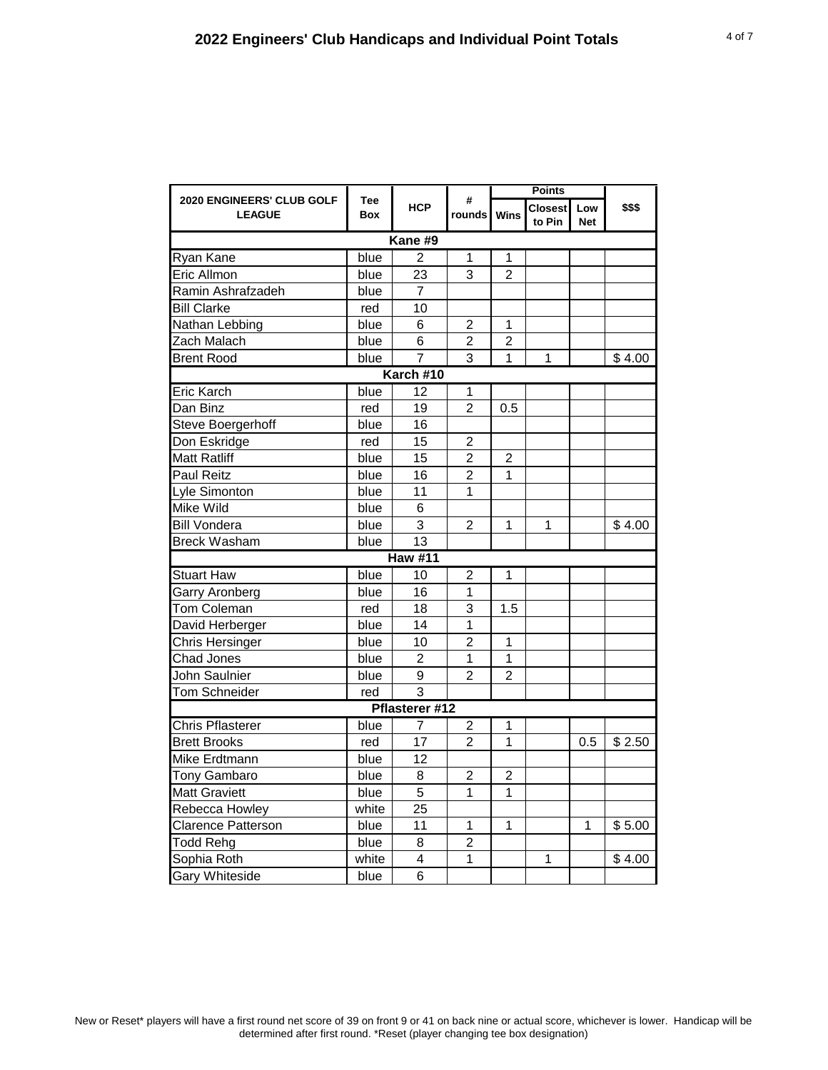# 2022 Engineers' Club Handicaps and Individual Point Totals

| 2020 ENGINEERS' CLUB GOLF LEAGUE | Tee Box | HCP | # rounds | Points | | | $$$ |
|---|---|---|---|---|---|---|---|
| | | | | Wins | Closest to Pin | Low Net | |
| **Kane #9** | | | | | | | |
| Ryan Kane | blue | 2 | 1 | 1 | | | |
| Eric Allmon | blue | 23 | 3 | 2 | | | |
| Ramin Ashrafzadeh | blue | 7 | | | | | |
| Bill Clarke | red | 10 | | | | | |
| Nathan Lebbing | blue | 6 | 2 | 1 | | | |
| Zach Malach | blue | 6 | 2 | 2 | | | |
| Brent Rood | blue | 7 | 3 | 1 | 1 | | $ 4.00 |
| **Karch #10** | | | | | | | |
| Eric Karch | blue | 12 | 1 | | | | |
| Dan Binz | red | 19 | 2 | 0.5 | | | |
| Steve Boergerhoff | blue | 16 | | | | | |
| Don Eskridge | red | 15 | 2 | | | | |
| Matt Ratliff | blue | 15 | 2 | 2 | | | |
| Paul Reitz | blue | 16 | 2 | 1 | | | |
| Lyle Simonton | blue | 11 | 1 | | | | |
| Mike Wild | blue | 6 | | | | | |
| Bill Vondera | blue | 3 | 2 | 1 | 1 | | $ 4.00 |
| Breck Washam | blue | 13 | | | | | |
| **Haw #11** | | | | | | | |
| Stuart Haw | blue | 10 | 2 | 1 | | | |
| Garry Aronberg | blue | 16 | 1 | | | | |
| Tom Coleman | red | 18 | 3 | 1.5 | | | |
| David Herberger | blue | 14 | 1 | | | | |
| Chris Hersinger | blue | 10 | 2 | 1 | | | |
| Chad Jones | blue | 2 | 1 | 1 | | | |
| John Saulnier | blue | 9 | 2 | 2 | | | |
| Tom Schneider | red | 3 | | | | | |
| **Pflasterer #12** | | | | | | | |
| Chris Pflasterer | blue | 7 | 2 | 1 | | | |
| Brett Brooks | red | 17 | 2 | 1 | | 0.5 | $ 2.50 |
| Mike Erdtmann | blue | 12 | | | | | |
| Tony Gambaro | blue | 8 | 2 | 2 | | | |
| Matt Graviett | blue | 5 | 1 | 1 | | | |
| Rebecca Howley | white | 25 | | | | | |
| Clarence Patterson | blue | 11 | 1 | 1 | | 1 | $ 5.00 |
| Todd Rehg | blue | 8 | 2 | | | | |
| Sophia Roth | white | 4 | 1 | | 1 | | $ 4.00 |
| Gary Whiteside | blue | 6 | | | | | |

New or Reset* players will have a first round net score of 39 on front 9 or 41 on back nine or actual score, whichever is lower. Handicap will be determined after first round. *Reset (player changing tee box designation)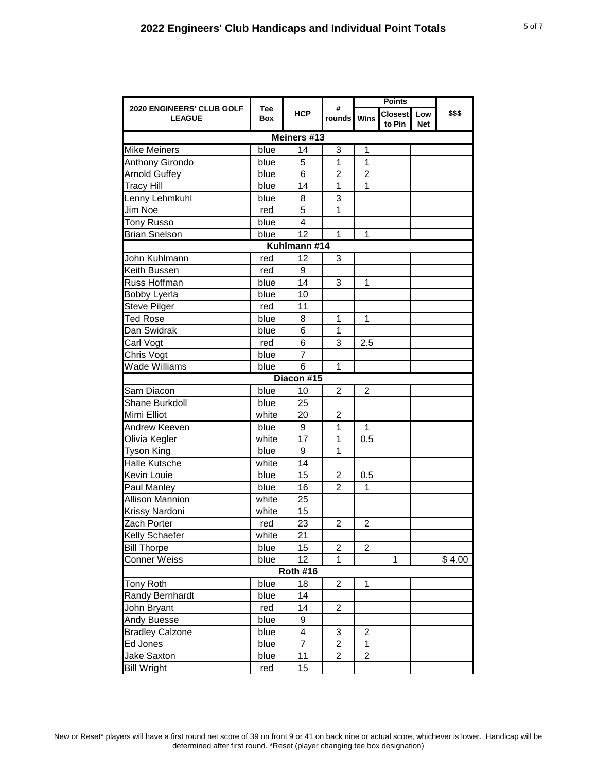## 2022 Engineers' Club Handicaps and Individual Point Totals

| 2020 ENGINEERS' CLUB GOLF LEAGUE | Tee Box | HCP | # rounds | Points | | | $$$ |
|---|---|---|---|---|---|---|---|
| | | | | Wins | Closest to Pin | Low Net | |
| **Meiners #13** | | | | | | | |
| Mike Meiners | blue | 14 | 3 | 1 | | | |
| Anthony Girondo | blue | 5 | 1 | 1 | | | |
| Arnold Guffey | blue | 6 | 2 | 2 | | | |
| Tracy Hill | blue | 14 | 1 | 1 | | | |
| Lenny Lehmkuhl | blue | 8 | 3 | | | | |
| Jim Noe | red | 5 | 1 | | | | |
| Tony Russo | blue | 4 | | | | | |
| Brian Snelson | blue | 12 | 1 | 1 | | | |
| **Kuhlmann #14** | | | | | | | |
| John Kuhlmann | red | 12 | 3 | | | | |
| Keith Bussen | red | 9 | | | | | |
| Russ Hoffman | blue | 14 | 3 | 1 | | | |
| Bobby Lyerla | blue | 10 | | | | | |
| Steve Pilger | red | 11 | | | | | |
| Ted Rose | blue | 8 | 1 | 1 | | | |
| Dan Swidrak | blue | 6 | 1 | | | | |
| Carl Vogt | red | 6 | 3 | 2.5 | | | |
| Chris Vogt | blue | 7 | | | | | |
| Wade Williams | blue | 6 | 1 | | | | |
| **Diacon #15** | | | | | | | |
| Sam Diacon | blue | 10 | 2 | 2 | | | |
| Shane Burkdoll | blue | 25 | | | | | |
| Mimi Elliot | white | 20 | 2 | | | | |
| Andrew Keeven | blue | 9 | 1 | 1 | | | |
| Olivia Kegler | white | 17 | 1 | 0.5 | | | |
| Tyson King | blue | 9 | 1 | | | | |
| Halle Kutsche | white | 14 | | | | | |
| Kevin Louie | blue | 15 | 2 | 0.5 | | | |
| Paul Manley | blue | 16 | 2 | 1 | | | |
| Allison Mannion | white | 25 | | | | | |
| Krissy Nardoni | white | 15 | | | | | |
| Zach Porter | red | 23 | 2 | 2 | | | |
| Kelly Schaefer | white | 21 | | | | | |
| Bill Thorpe | blue | 15 | 2 | 2 | | | |
| Conner Weiss | blue | 12 | 1 | | 1 | | $ 4.00 |
| **Roth #16** | | | | | | | |
| Tony Roth | blue | 18 | 2 | 1 | | | |
| Randy Bernhardt | blue | 14 | | | | | |
| John Bryant | red | 14 | 2 | | | | |
| Andy Buesse | blue | 9 | | | | | |
| Bradley Calzone | blue | 4 | 3 | 2 | | | |
| Ed Jones | blue | 7 | 2 | 1 | | | |
| Jake Saxton | blue | 11 | 2 | 2 | | | |
| Bill Wright | red | 15 | | | | | |

New or Reset* players will have a first round net score of 39 on front 9 or 41 on back nine or actual score, whichever is lower. Handicap will be determined after first round. *Reset (player changing tee box designation)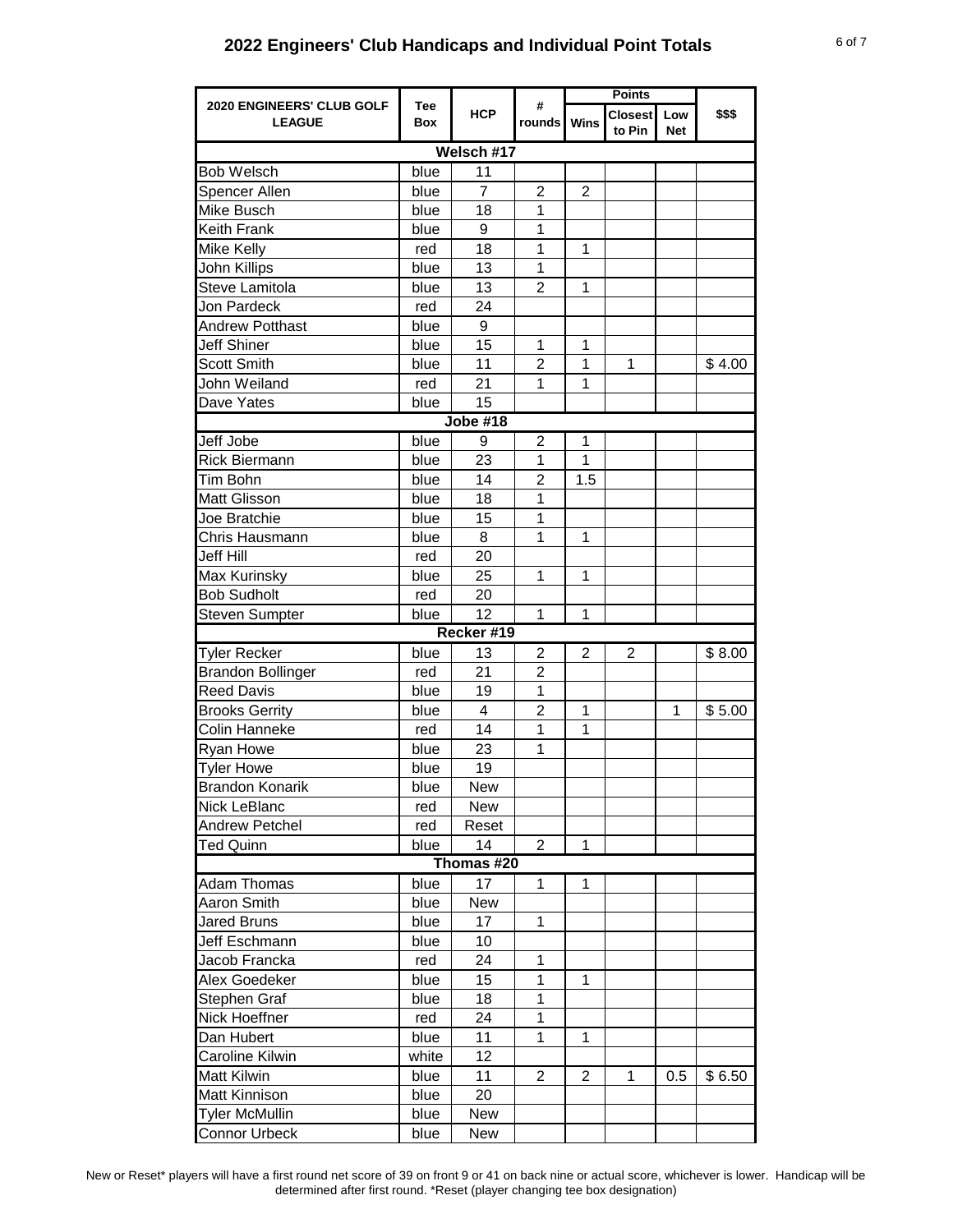## 2022 Engineers' Club Handicaps and Individual Point Totals

| 2020 ENGINEERS' CLUB GOLF LEAGUE | Tee Box | HCP | # rounds | Points | | | $$$ |
|---|---|---|---|---|---|---|---|
| | | | | Wins | Closest to Pin | Low Net | |
| **Welsch #17** | | | | | | | |
| Bob Welsch | blue | 11 | | | | | |
| Spencer Allen | blue | 7 | 2 | 2 | | | |
| Mike Busch | blue | 18 | 1 | | | | |
| Keith Frank | blue | 9 | 1 | | | | |
| Mike Kelly | red | 18 | 1 | 1 | | | |
| John Killips | blue | 13 | 1 | | | | |
| Steve Lamitola | blue | 13 | 2 | 1 | | | |
| Jon Pardeck | red | 24 | | | | | |
| Andrew Potthast | blue | 9 | | | | | |
| Jeff Shiner | blue | 15 | 1 | 1 | | | |
| Scott Smith | blue | 11 | 2 | 1 | 1 | | $ 4.00 |
| John Weiland | red | 21 | 1 | 1 | | | |
| Dave Yates | blue | 15 | | | | | |
| **Jobe #18** | | | | | | | |
| Jeff Jobe | blue | 9 | 2 | 1 | | | |
| Rick Biermann | blue | 23 | 1 | 1 | | | |
| Tim Bohn | blue | 14 | 2 | 1.5 | | | |
| Matt Glisson | blue | 18 | 1 | | | | |
| Joe Bratchie | blue | 15 | 1 | | | | |
| Chris Hausmann | blue | 8 | 1 | 1 | | | |
| Jeff Hill | red | 20 | | | | | |
| Max Kurinsky | blue | 25 | 1 | 1 | | | |
| Bob Sudholt | red | 20 | | | | | |
| Steven Sumpter | blue | 12 | 1 | 1 | | | |
| **Recker #19** | | | | | | | |
| Tyler Recker | blue | 13 | 2 | 2 | 2 | | $ 8.00 |
| Brandon Bollinger | red | 21 | 2 | | | | |
| Reed Davis | blue | 19 | 1 | | | | |
| Brooks Gerrity | blue | 4 | 2 | 1 | | 1 | $ 5.00 |
| Colin Hanneke | red | 14 | 1 | 1 | | | |
| Ryan Howe | blue | 23 | 1 | | | | |
| Tyler Howe | blue | 19 | | | | | |
| Brandon Konarik | blue | New | | | | | |
| Nick LeBlanc | red | New | | | | | |
| Andrew Petchel | red | Reset | | | | | |
| Ted Quinn | blue | 14 | 2 | 1 | | | |
| **Thomas #20** | | | | | | | |
| Adam Thomas | blue | 17 | 1 | 1 | | | |
| Aaron Smith | blue | New | | | | | |
| Jared Bruns | blue | 17 | 1 | | | | |
| Jeff Eschmann | blue | 10 | | | | | |
| Jacob Francka | red | 24 | 1 | | | | |
| Alex Goedeker | blue | 15 | 1 | 1 | | | |
| Stephen Graf | blue | 18 | 1 | | | | |
| Nick Hoeffner | red | 24 | 1 | | | | |
| Dan Hubert | blue | 11 | 1 | 1 | | | |
| Caroline Kilwin | white | 12 | | | | | |
| Matt Kilwin | blue | 11 | 2 | 2 | 1 | 0.5 | $ 6.50 |
| Matt Kinnison | blue | 20 | | | | | |
| Tyler McMullin | blue | New | | | | | |
| Connor Urbeck | blue | New | | | | | |

New or Reset* players will have a first round net score of 39 on front 9 or 41 on back nine or actual score, whichever is lower. Handicap will be determined after first round. *Reset (player changing tee box designation)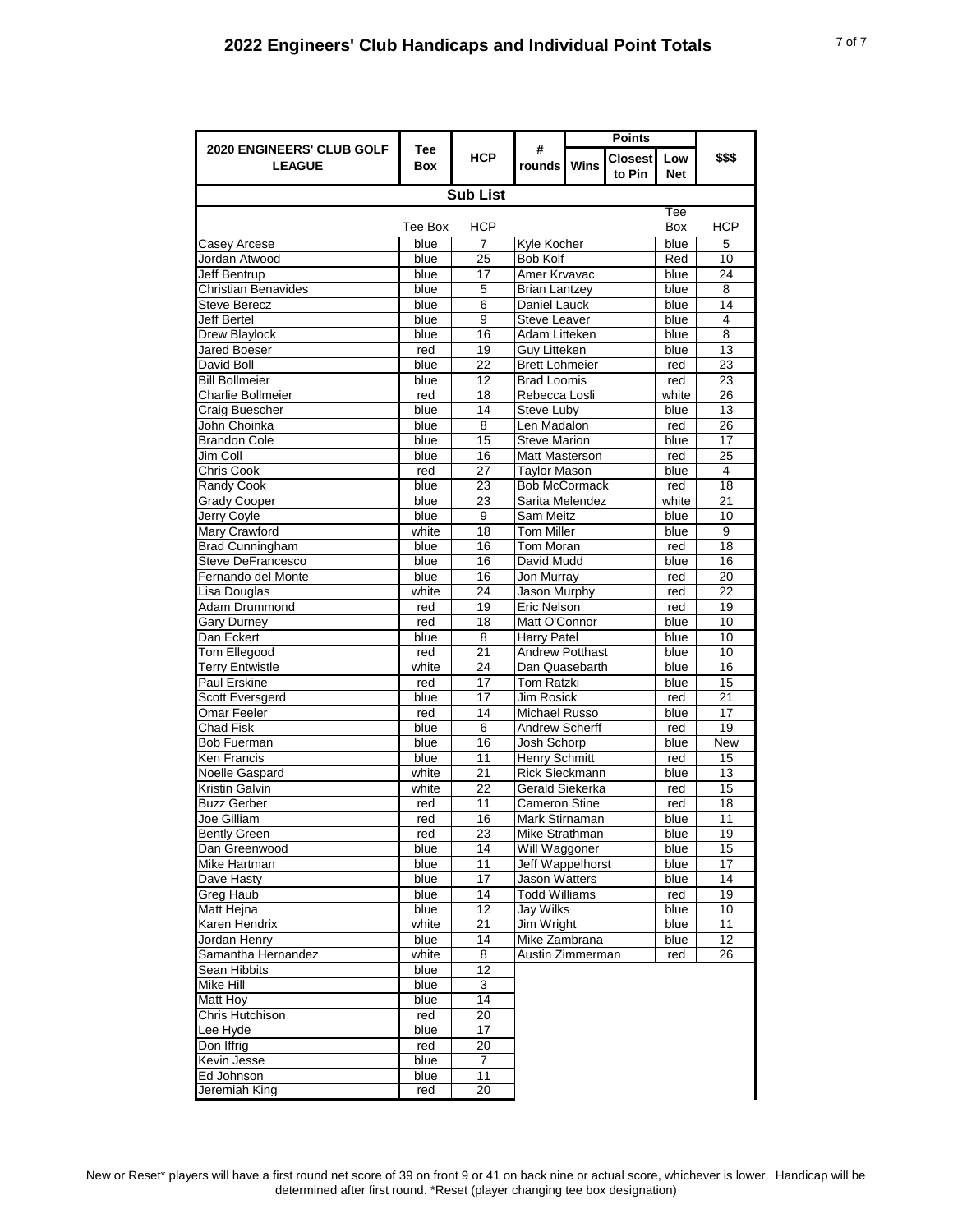## 2022 Engineers' Club Handicaps and Individual Point Totals

| 2020 ENGINEERS' CLUB GOLF LEAGUE | Tee Box | HCP | # rounds | Points | | | $$$ |
|---|---|---|---|---|---|---|---|
| | | | | Wins | Closest to Pin | Low Net | |

### Sub List

| | Tee Box | HCP | | Tee Box | HCP |
|---|---|---|---|---|---|
| Casey Arcese | blue | 7 | Kyle Kocher | blue | 5 |
| Jordan Atwood | blue | 25 | Bob Kolf | Red | 10 |
| Jeff Bentrup | blue | 17 | Amer Krvavac | blue | 24 |
| Christian Benavides | blue | 5 | Brian Lantzey | blue | 8 |
| Steve Berecz | blue | 6 | Daniel Lauck | blue | 14 |
| Jeff Bertel | blue | 9 | Steve Leaver | blue | 4 |
| Drew Blaylock | blue | 16 | Adam Litteken | blue | 8 |
| Jared Boeser | red | 19 | Guy Litteken | blue | 13 |
| David Boll | blue | 22 | Brett Lohmeier | red | 23 |
| Bill Bollmeier | blue | 12 | Brad Loomis | red | 23 |
| Charlie Bollmeier | red | 18 | Rebecca Losli | white | 26 |
| Craig Buescher | blue | 14 | Steve Luby | blue | 13 |
| John Choinka | blue | 8 | Len Madalon | red | 26 |
| Brandon Cole | blue | 15 | Steve Marion | blue | 17 |
| Jim Coll | blue | 16 | Matt Masterson | red | 25 |
| Chris Cook | red | 27 | Taylor Mason | blue | 4 |
| Randy Cook | blue | 23 | Bob McCormack | red | 18 |
| Grady Cooper | blue | 23 | Sarita Melendez | white | 21 |
| Jerry Coyle | blue | 9 | Sam Meitz | blue | 10 |
| Mary Crawford | white | 18 | Tom Miller | blue | 9 |
| Brad Cunningham | blue | 16 | Tom Moran | red | 18 |
| Steve DeFrancesco | blue | 16 | David Mudd | blue | 16 |
| Fernando del Monte | blue | 16 | Jon Murray | red | 20 |
| Lisa Douglas | white | 24 | Jason Murphy | red | 22 |
| Adam Drummond | red | 19 | Eric Nelson | red | 19 |
| Gary Durney | red | 18 | Matt O'Connor | blue | 10 |
| Dan Eckert | blue | 8 | Harry Patel | blue | 10 |
| Tom Ellegood | red | 21 | Andrew Potthast | blue | 10 |
| Terry Entwistle | white | 24 | Dan Quasebarth | blue | 16 |
| Paul Erskine | red | 17 | Tom Ratzki | blue | 15 |
| Scott Eversgerd | blue | 17 | Jim Rosick | red | 21 |
| Omar Feeler | red | 14 | Michael Russo | blue | 17 |
| Chad Fisk | blue | 6 | Andrew Scherff | red | 19 |
| Bob Fuerman | blue | 16 | Josh Schorp | blue | New |
| Ken Francis | blue | 11 | Henry Schmitt | red | 15 |
| Noelle Gaspard | white | 21 | Rick Sieckmann | blue | 13 |
| Kristin Galvin | white | 22 | Gerald Siekerka | red | 15 |
| Buzz Gerber | red | 11 | Cameron Stine | red | 18 |
| Joe Gilliam | red | 16 | Mark Stirnaman | blue | 11 |
| Bently Green | red | 23 | Mike Strathman | blue | 19 |
| Dan Greenwood | blue | 14 | Will Waggoner | blue | 15 |
| Mike Hartman | blue | 11 | Jeff Wappelhorst | blue | 17 |
| Dave Hasty | blue | 17 | Jason Watters | blue | 14 |
| Greg Haub | blue | 14 | Todd Williams | red | 19 |
| Matt Hejna | blue | 12 | Jay Wilks | blue | 10 |
| Karen Hendrix | white | 21 | Jim Wright | blue | 11 |
| Jordan Henry | blue | 14 | Mike Zambrana | blue | 12 |
| Samantha Hernandez | white | 8 | Austin Zimmerman | red | 26 |
| Sean Hibbits | blue | 12 | | | |
| Mike Hill | blue | 3 | | | |
| Matt Hoy | blue | 14 | | | |
| Chris Hutchison | red | 20 | | | |
| Lee Hyde | blue | 17 | | | |
| Don Iffrig | red | 20 | | | |
| Kevin Jesse | blue | 7 | | | |
| Ed Johnson | blue | 11 | | | |
| Jeremiah King | red | 20 | | | |

New or Reset* players will have a first round net score of 39 on front 9 or 41 on back nine or actual score, whichever is lower. Handicap will be determined after first round. *Reset (player changing tee box designation)